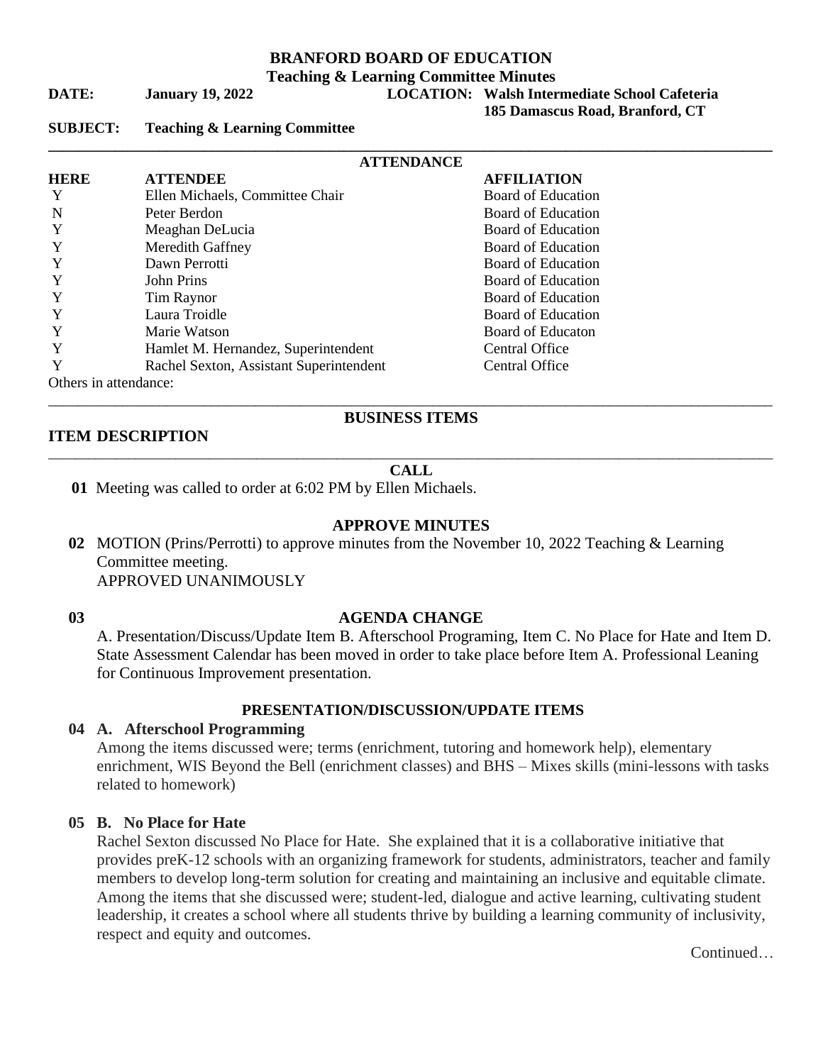**BRANFORD BOARD OF EDUCATION**
**Teaching & Learning Committee Minutes**

**DATE:** **January 19, 2022** **LOCATION:** **Walsh Intermediate School Cafeteria**
**185 Damascus Road, Branford, CT**

**SUBJECT:** **Teaching & Learning Committee**

**ATTENDANCE**

| HERE | ATTENDEE | AFFILIATION |
|---|---|---|
| Y | Ellen Michaels, Committee Chair | Board of Education |
| N | Peter Berdon | Board of Education |
| Y | Meaghan DeLucia | Board of Education |
| Y | Meredith Gaffney | Board of Education |
| Y | Dawn Perrotti | Board of Education |
| Y | John Prins | Board of Education |
| Y | Tim Raynor | Board of Education |
| Y | Laura Troidle | Board of Education |
| Y | Marie Watson | Board of Educaton |
| Y | Hamlet M. Hernandez, Superintendent | Central Office |
| Y | Rachel Sexton, Assistant Superintendent | Central Office |

Others in attendance:

**BUSINESS ITEMS**

**ITEM DESCRIPTION**

**CALL**

**01** Meeting was called to order at 6:02 PM by Ellen Michaels.

**APPROVE MINUTES**

**02** MOTION (Prins/Perrotti) to approve minutes from the November 10, 2022 Teaching & Learning Committee meeting.
APPROVED UNANIMOUSLY

**03** **AGENDA CHANGE**

A. Presentation/Discuss/Update Item B. Afterschool Programing, Item C. No Place for Hate and Item D. State Assessment Calendar has been moved in order to take place before Item A. Professional Leaning for Continuous Improvement presentation.

**PRESENTATION/DISCUSSION/UPDATE ITEMS**

**04 A. Afterschool Programming**

Among the items discussed were; terms (enrichment, tutoring and homework help), elementary enrichment, WIS Beyond the Bell (enrichment classes) and BHS – Mixes skills (mini-lessons with tasks related to homework)

**05 B. No Place for Hate**

Rachel Sexton discussed No Place for Hate. She explained that it is a collaborative initiative that provides preK-12 schools with an organizing framework for students, administrators, teacher and family members to develop long-term solution for creating and maintaining an inclusive and equitable climate. Among the items that she discussed were; student-led, dialogue and active learning, cultivating student leadership, it creates a school where all students thrive by building a learning community of inclusivity, respect and equity and outcomes.

Continued…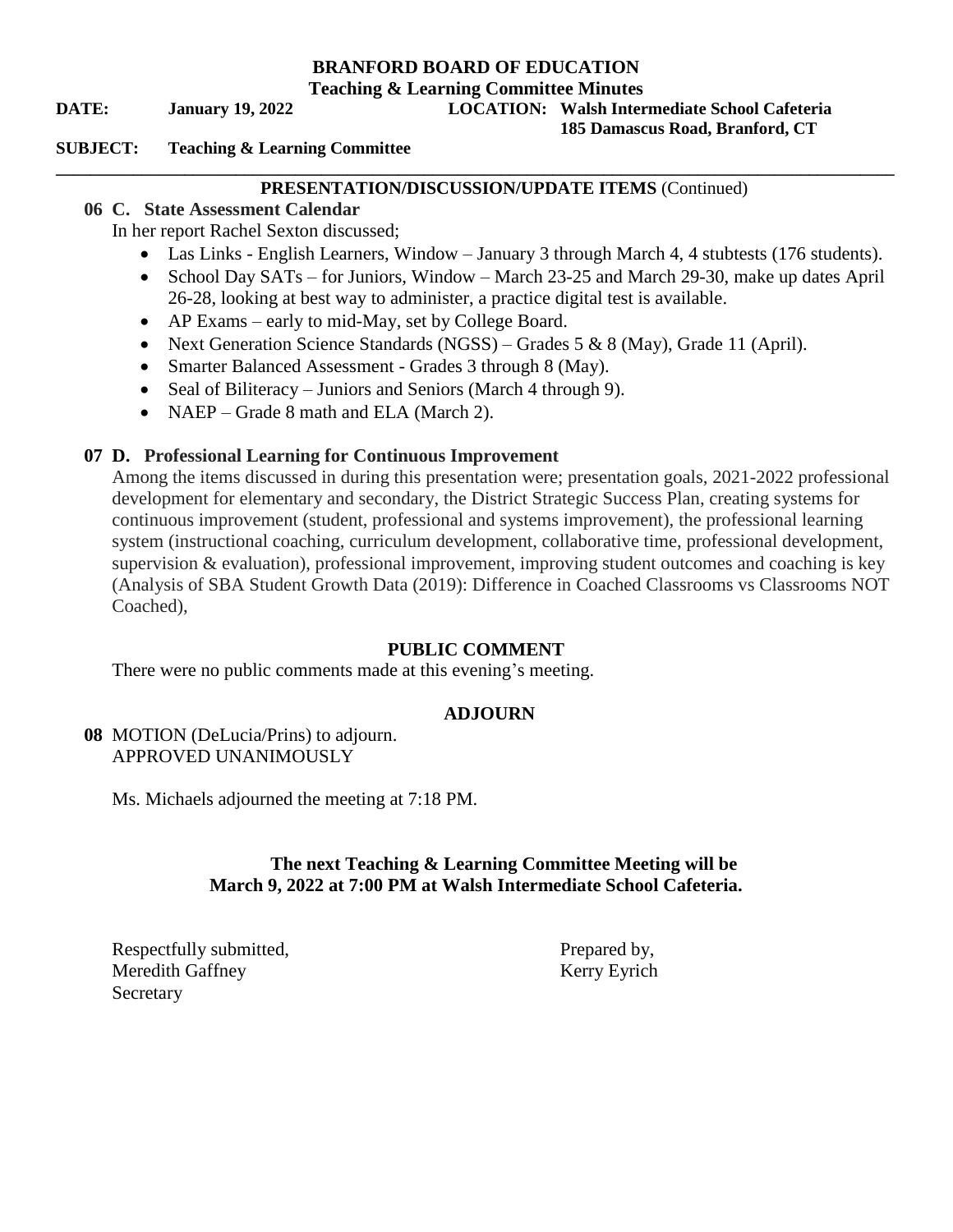**BRANFORD BOARD OF EDUCATION**
**Teaching & Learning Committee Minutes**

**DATE:** **January 19, 2022** **LOCATION: Walsh Intermediate School Cafeteria**
**185 Damascus Road, Branford, CT**

**SUBJECT:** **Teaching & Learning Committee**

---

**PRESENTATION/DISCUSSION/UPDATE ITEMS** (Continued)

**06 C. State Assessment Calendar**

In her report Rachel Sexton discussed;

- Las Links - English Learners, Window – January 3 through March 4, 4 stubtests (176 students).
- School Day SATs – for Juniors, Window – March 23-25 and March 29-30, make up dates April 26-28, looking at best way to administer, a practice digital test is available.
- AP Exams – early to mid-May, set by College Board.
- Next Generation Science Standards (NGSS) – Grades 5 & 8 (May), Grade 11 (April).
- Smarter Balanced Assessment - Grades 3 through 8 (May).
- Seal of Biliteracy – Juniors and Seniors (March 4 through 9).
- NAEP – Grade 8 math and ELA (March 2).

**07 D. Professional Learning for Continuous Improvement**

Among the items discussed in during this presentation were; presentation goals, 2021-2022 professional development for elementary and secondary, the District Strategic Success Plan, creating systems for continuous improvement (student, professional and systems improvement), the professional learning system (instructional coaching, curriculum development, collaborative time, professional development, supervision & evaluation), professional improvement, improving student outcomes and coaching is key (Analysis of SBA Student Growth Data (2019): Difference in Coached Classrooms vs Classrooms NOT Coached),

**PUBLIC COMMENT**

There were no public comments made at this evening's meeting.

**ADJOURN**

**08** MOTION (DeLucia/Prins) to adjourn.
APPROVED UNANIMOUSLY

Ms. Michaels adjourned the meeting at 7:18 PM.

**The next Teaching & Learning Committee Meeting will be March 9, 2022 at 7:00 PM at Walsh Intermediate School Cafeteria.**

Respectfully submitted,
Meredith Gaffney
Secretary

Prepared by,
Kerry Eyrich